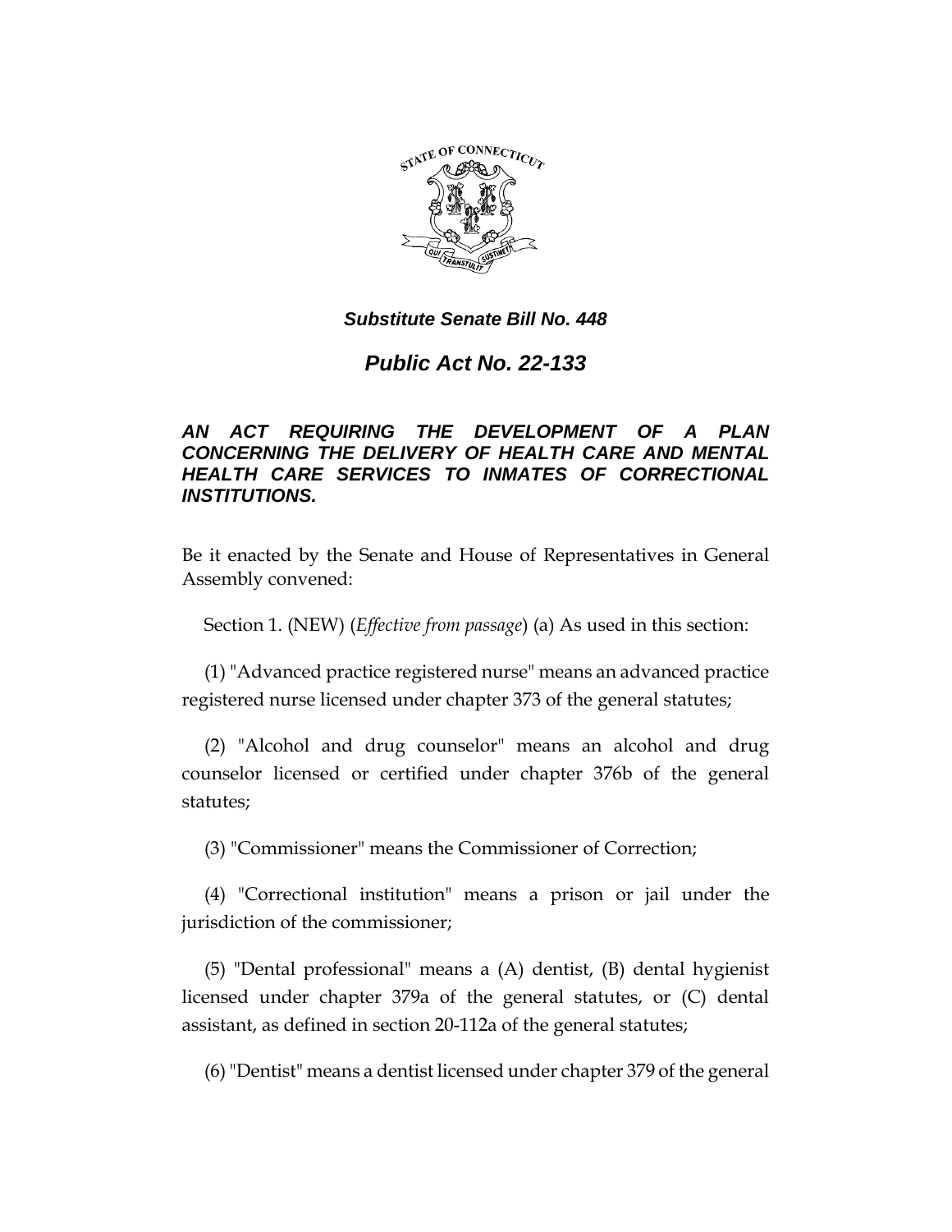***Substitute Senate Bill No. 448***

***Public Act No. 22-133***

***AN ACT REQUIRING THE DEVELOPMENT OF A PLAN CONCERNING THE DELIVERY OF HEALTH CARE AND MENTAL HEALTH CARE SERVICES TO INMATES OF CORRECTIONAL INSTITUTIONS.***

Be it enacted by the Senate and House of Representatives in General Assembly convened:

Section 1. (NEW) (*Effective from passage*) (a) As used in this section:

(1) "Advanced practice registered nurse" means an advanced practice registered nurse licensed under chapter 373 of the general statutes;

(2) "Alcohol and drug counselor" means an alcohol and drug counselor licensed or certified under chapter 376b of the general statutes;

(3) "Commissioner" means the Commissioner of Correction;

(4) "Correctional institution" means a prison or jail under the jurisdiction of the commissioner;

(5) "Dental professional" means a (A) dentist, (B) dental hygienist licensed under chapter 379a of the general statutes, or (C) dental assistant, as defined in section 20-112a of the general statutes;

(6) "Dentist" means a dentist licensed under chapter 379 of the general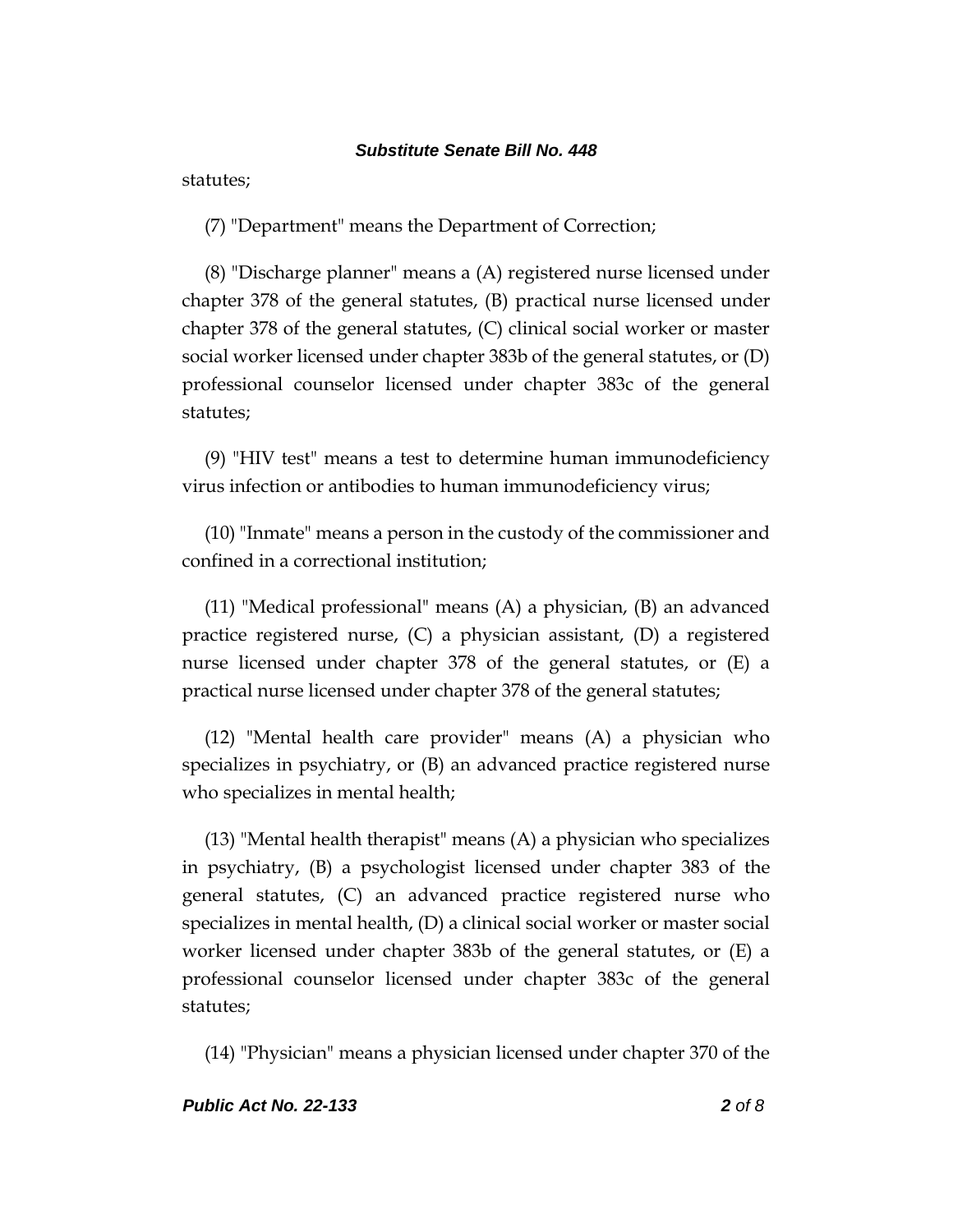statutes;

(7) "Department" means the Department of Correction;

(8) "Discharge planner" means a (A) registered nurse licensed under chapter 378 of the general statutes, (B) practical nurse licensed under chapter 378 of the general statutes, (C) clinical social worker or master social worker licensed under chapter 383b of the general statutes, or (D) professional counselor licensed under chapter 383c of the general statutes;

(9) "HIV test" means a test to determine human immunodeficiency virus infection or antibodies to human immunodeficiency virus;

(10) "Inmate" means a person in the custody of the commissioner and confined in a correctional institution;

(11) "Medical professional" means (A) a physician, (B) an advanced practice registered nurse, (C) a physician assistant, (D) a registered nurse licensed under chapter 378 of the general statutes, or (E) a practical nurse licensed under chapter 378 of the general statutes;

(12) "Mental health care provider" means (A) a physician who specializes in psychiatry, or (B) an advanced practice registered nurse who specializes in mental health;

(13) "Mental health therapist" means (A) a physician who specializes in psychiatry, (B) a psychologist licensed under chapter 383 of the general statutes, (C) an advanced practice registered nurse who specializes in mental health, (D) a clinical social worker or master social worker licensed under chapter 383b of the general statutes, or (E) a professional counselor licensed under chapter 383c of the general statutes;

(14) "Physician" means a physician licensed under chapter 370 of the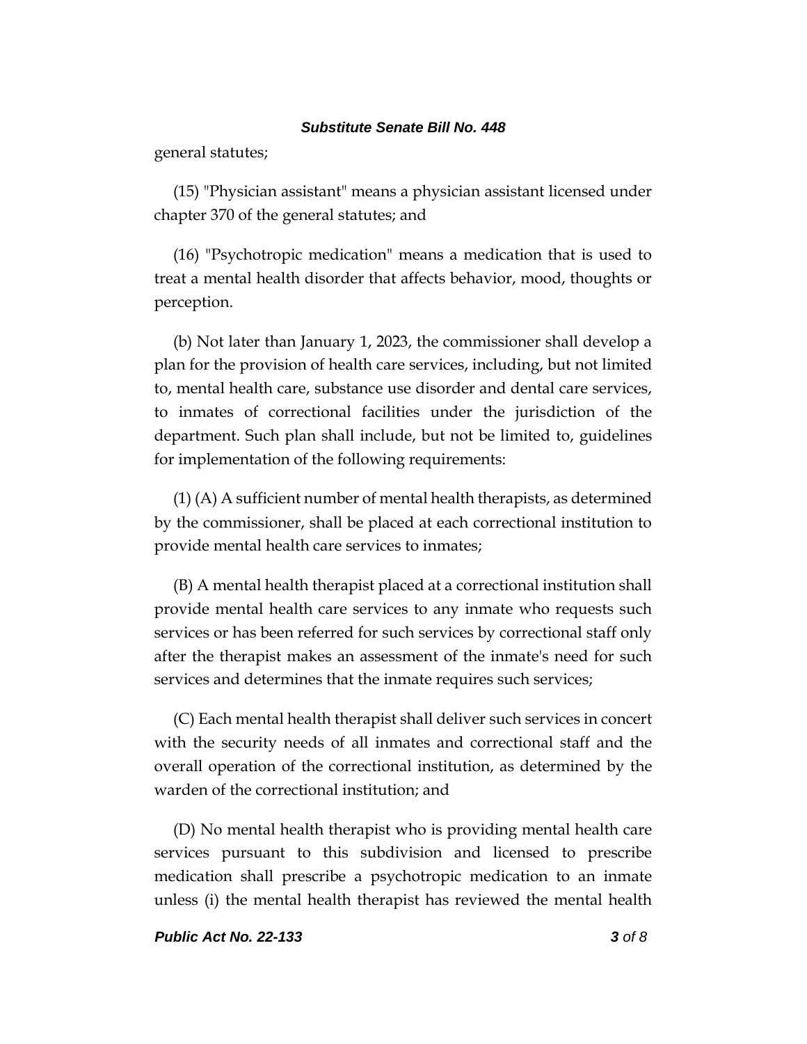general statutes;

(15) "Physician assistant" means a physician assistant licensed under chapter 370 of the general statutes; and

(16) "Psychotropic medication" means a medication that is used to treat a mental health disorder that affects behavior, mood, thoughts or perception.

(b) Not later than January 1, 2023, the commissioner shall develop a plan for the provision of health care services, including, but not limited to, mental health care, substance use disorder and dental care services, to inmates of correctional facilities under the jurisdiction of the department. Such plan shall include, but not be limited to, guidelines for implementation of the following requirements:

(1) (A) A sufficient number of mental health therapists, as determined by the commissioner, shall be placed at each correctional institution to provide mental health care services to inmates;

(B) A mental health therapist placed at a correctional institution shall provide mental health care services to any inmate who requests such services or has been referred for such services by correctional staff only after the therapist makes an assessment of the inmate's need for such services and determines that the inmate requires such services;

(C) Each mental health therapist shall deliver such services in concert with the security needs of all inmates and correctional staff and the overall operation of the correctional institution, as determined by the warden of the correctional institution; and

(D) No mental health therapist who is providing mental health care services pursuant to this subdivision and licensed to prescribe medication shall prescribe a psychotropic medication to an inmate unless (i) the mental health therapist has reviewed the mental health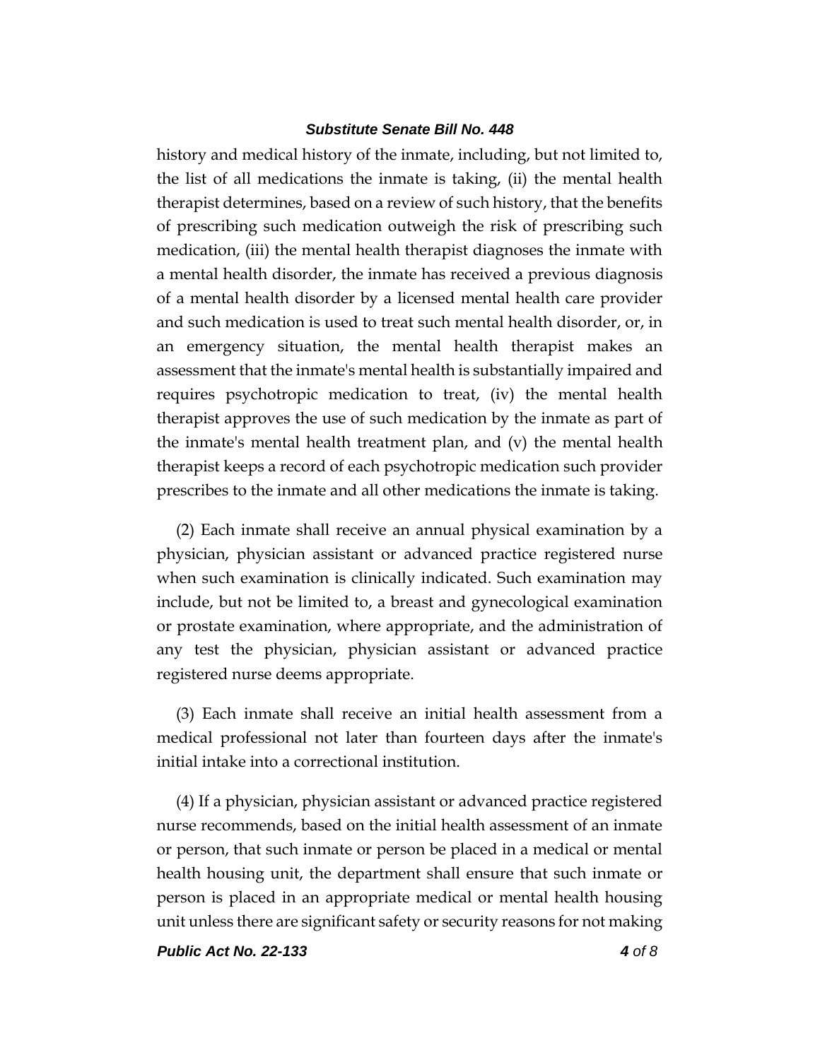history and medical history of the inmate, including, but not limited to, the list of all medications the inmate is taking, (ii) the mental health therapist determines, based on a review of such history, that the benefits of prescribing such medication outweigh the risk of prescribing such medication, (iii) the mental health therapist diagnoses the inmate with a mental health disorder, the inmate has received a previous diagnosis of a mental health disorder by a licensed mental health care provider and such medication is used to treat such mental health disorder, or, in an emergency situation, the mental health therapist makes an assessment that the inmate's mental health is substantially impaired and requires psychotropic medication to treat, (iv) the mental health therapist approves the use of such medication by the inmate as part of the inmate's mental health treatment plan, and (v) the mental health therapist keeps a record of each psychotropic medication such provider prescribes to the inmate and all other medications the inmate is taking.

(2) Each inmate shall receive an annual physical examination by a physician, physician assistant or advanced practice registered nurse when such examination is clinically indicated. Such examination may include, but not be limited to, a breast and gynecological examination or prostate examination, where appropriate, and the administration of any test the physician, physician assistant or advanced practice registered nurse deems appropriate.

(3) Each inmate shall receive an initial health assessment from a medical professional not later than fourteen days after the inmate's initial intake into a correctional institution.

(4) If a physician, physician assistant or advanced practice registered nurse recommends, based on the initial health assessment of an inmate or person, that such inmate or person be placed in a medical or mental health housing unit, the department shall ensure that such inmate or person is placed in an appropriate medical or mental health housing unit unless there are significant safety or security reasons for not making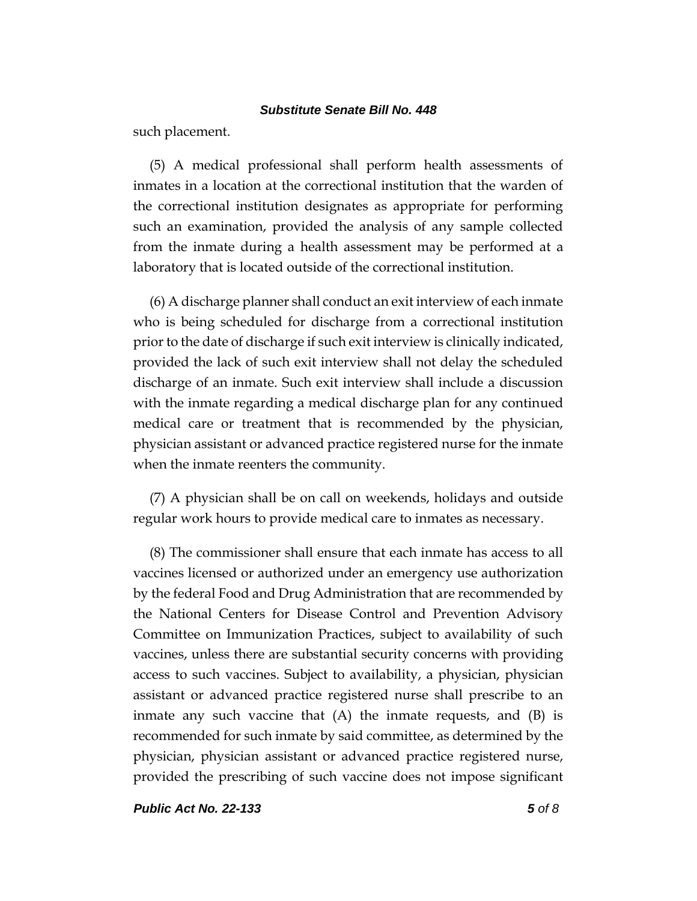such placement.

(5) A medical professional shall perform health assessments of inmates in a location at the correctional institution that the warden of the correctional institution designates as appropriate for performing such an examination, provided the analysis of any sample collected from the inmate during a health assessment may be performed at a laboratory that is located outside of the correctional institution.

(6) A discharge planner shall conduct an exit interview of each inmate who is being scheduled for discharge from a correctional institution prior to the date of discharge if such exit interview is clinically indicated, provided the lack of such exit interview shall not delay the scheduled discharge of an inmate. Such exit interview shall include a discussion with the inmate regarding a medical discharge plan for any continued medical care or treatment that is recommended by the physician, physician assistant or advanced practice registered nurse for the inmate when the inmate reenters the community.

(7) A physician shall be on call on weekends, holidays and outside regular work hours to provide medical care to inmates as necessary.

(8) The commissioner shall ensure that each inmate has access to all vaccines licensed or authorized under an emergency use authorization by the federal Food and Drug Administration that are recommended by the National Centers for Disease Control and Prevention Advisory Committee on Immunization Practices, subject to availability of such vaccines, unless there are substantial security concerns with providing access to such vaccines. Subject to availability, a physician, physician assistant or advanced practice registered nurse shall prescribe to an inmate any such vaccine that (A) the inmate requests, and (B) is recommended for such inmate by said committee, as determined by the physician, physician assistant or advanced practice registered nurse, provided the prescribing of such vaccine does not impose significant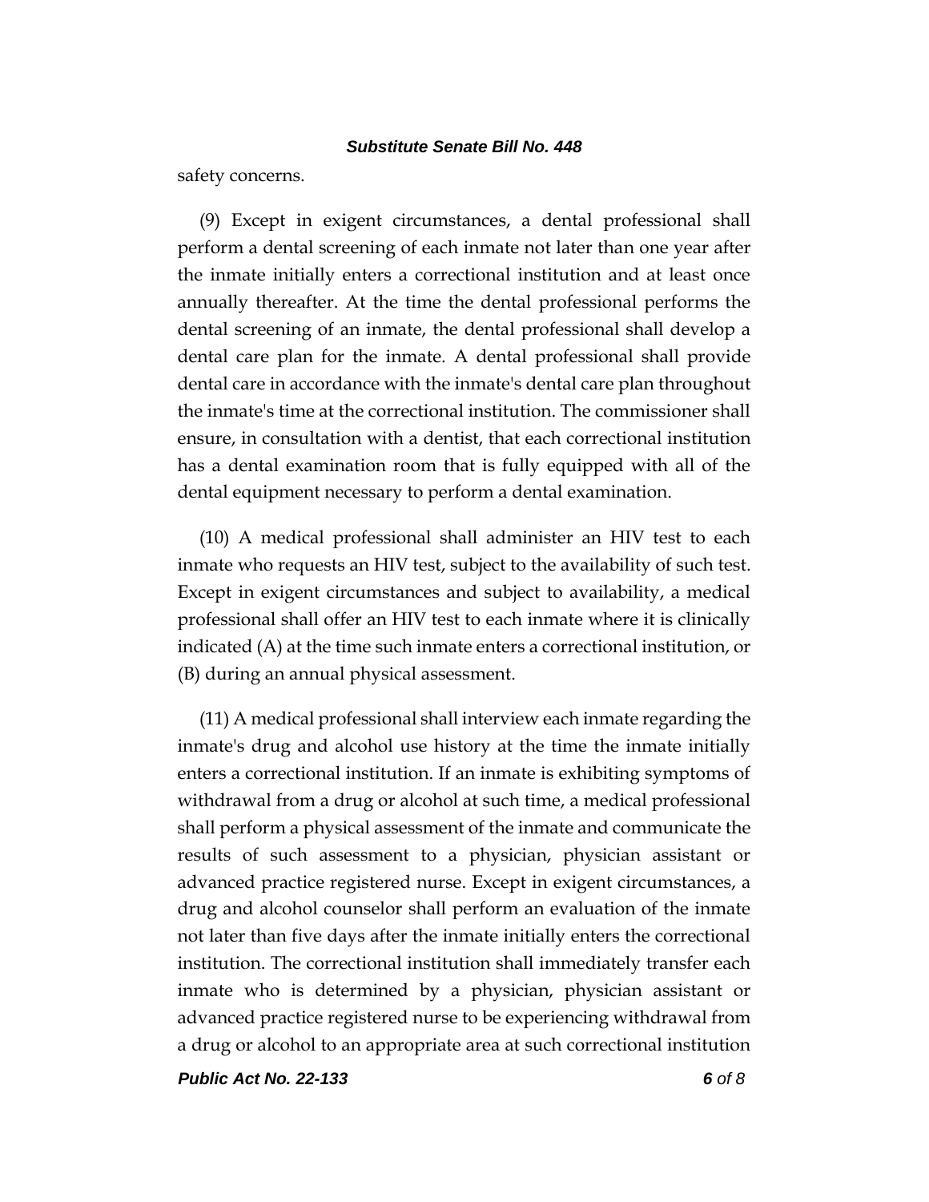safety concerns.

(9) Except in exigent circumstances, a dental professional shall perform a dental screening of each inmate not later than one year after the inmate initially enters a correctional institution and at least once annually thereafter. At the time the dental professional performs the dental screening of an inmate, the dental professional shall develop a dental care plan for the inmate. A dental professional shall provide dental care in accordance with the inmate's dental care plan throughout the inmate's time at the correctional institution. The commissioner shall ensure, in consultation with a dentist, that each correctional institution has a dental examination room that is fully equipped with all of the dental equipment necessary to perform a dental examination.

(10) A medical professional shall administer an HIV test to each inmate who requests an HIV test, subject to the availability of such test. Except in exigent circumstances and subject to availability, a medical professional shall offer an HIV test to each inmate where it is clinically indicated (A) at the time such inmate enters a correctional institution, or (B) during an annual physical assessment.

(11) A medical professional shall interview each inmate regarding the inmate's drug and alcohol use history at the time the inmate initially enters a correctional institution. If an inmate is exhibiting symptoms of withdrawal from a drug or alcohol at such time, a medical professional shall perform a physical assessment of the inmate and communicate the results of such assessment to a physician, physician assistant or advanced practice registered nurse. Except in exigent circumstances, a drug and alcohol counselor shall perform an evaluation of the inmate not later than five days after the inmate initially enters the correctional institution. The correctional institution shall immediately transfer each inmate who is determined by a physician, physician assistant or advanced practice registered nurse to be experiencing withdrawal from a drug or alcohol to an appropriate area at such correctional institution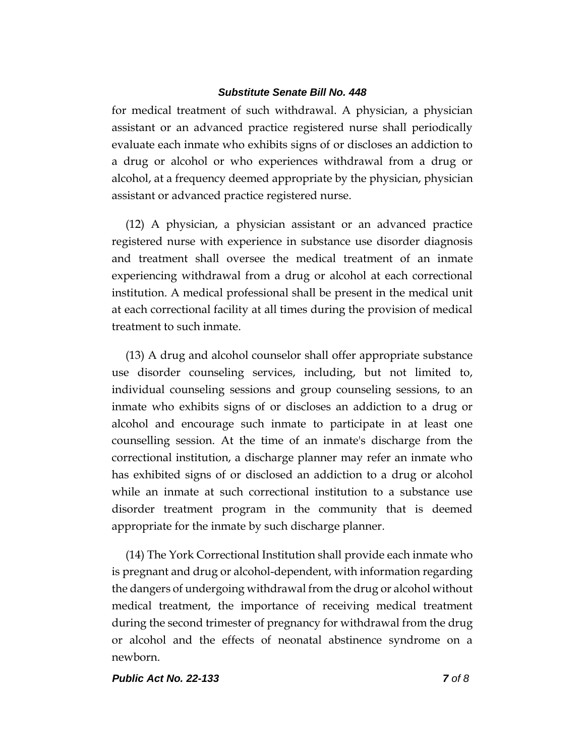for medical treatment of such withdrawal. A physician, a physician assistant or an advanced practice registered nurse shall periodically evaluate each inmate who exhibits signs of or discloses an addiction to a drug or alcohol or who experiences withdrawal from a drug or alcohol, at a frequency deemed appropriate by the physician, physician assistant or advanced practice registered nurse.

(12) A physician, a physician assistant or an advanced practice registered nurse with experience in substance use disorder diagnosis and treatment shall oversee the medical treatment of an inmate experiencing withdrawal from a drug or alcohol at each correctional institution. A medical professional shall be present in the medical unit at each correctional facility at all times during the provision of medical treatment to such inmate.

(13) A drug and alcohol counselor shall offer appropriate substance use disorder counseling services, including, but not limited to, individual counseling sessions and group counseling sessions, to an inmate who exhibits signs of or discloses an addiction to a drug or alcohol and encourage such inmate to participate in at least one counselling session. At the time of an inmate's discharge from the correctional institution, a discharge planner may refer an inmate who has exhibited signs of or disclosed an addiction to a drug or alcohol while an inmate at such correctional institution to a substance use disorder treatment program in the community that is deemed appropriate for the inmate by such discharge planner.

(14) The York Correctional Institution shall provide each inmate who is pregnant and drug or alcohol-dependent, with information regarding the dangers of undergoing withdrawal from the drug or alcohol without medical treatment, the importance of receiving medical treatment during the second trimester of pregnancy for withdrawal from the drug or alcohol and the effects of neonatal abstinence syndrome on a newborn.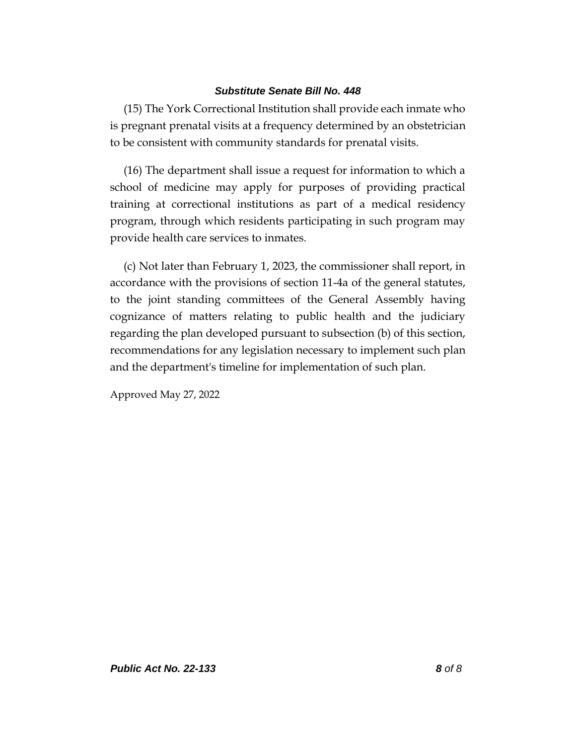(15) The York Correctional Institution shall provide each inmate who is pregnant prenatal visits at a frequency determined by an obstetrician to be consistent with community standards for prenatal visits.

(16) The department shall issue a request for information to which a school of medicine may apply for purposes of providing practical training at correctional institutions as part of a medical residency program, through which residents participating in such program may provide health care services to inmates.

(c) Not later than February 1, 2023, the commissioner shall report, in accordance with the provisions of section 11-4a of the general statutes, to the joint standing committees of the General Assembly having cognizance of matters relating to public health and the judiciary regarding the plan developed pursuant to subsection (b) of this section, recommendations for any legislation necessary to implement such plan and the department's timeline for implementation of such plan.

Approved May 27, 2022